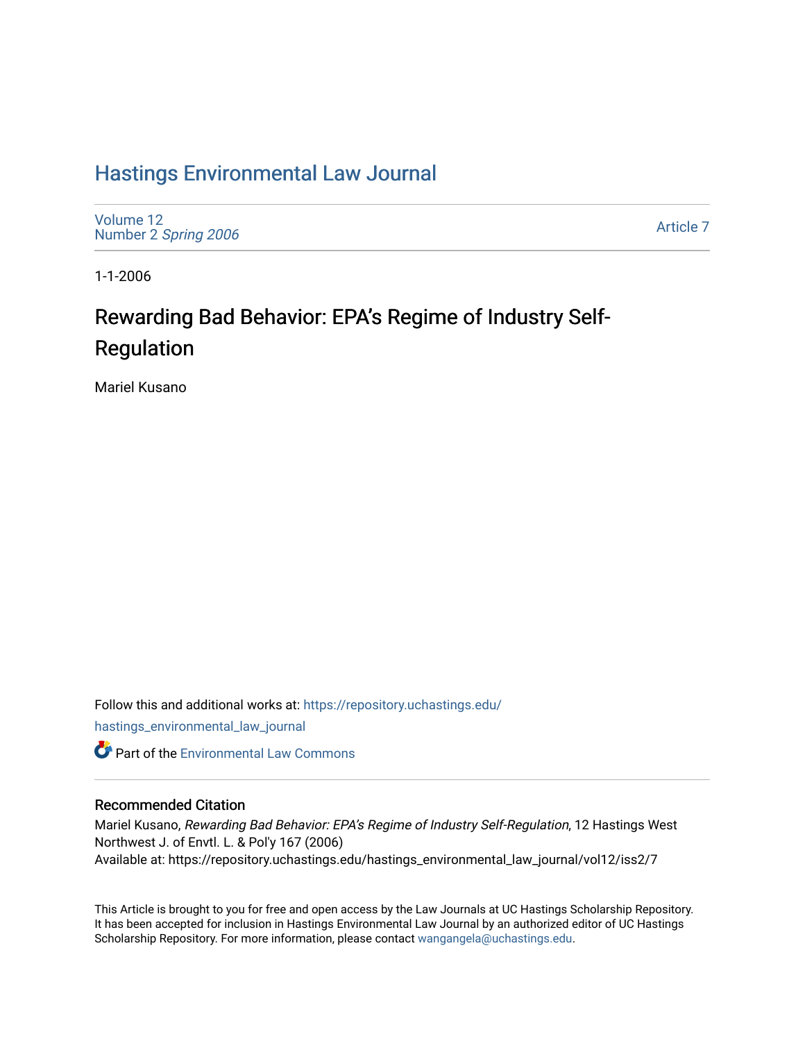# Hastings Environmental Law Journal

Volume 12
Number 2 *Spring 2006*

Article 7

1-1-2006

## Rewarding Bad Behavior: EPA's Regime of Industry Self-Regulation

Mariel Kusano

Follow this and additional works at: https://repository.uchastings.edu/hastings_environmental_law_journal

Part of the Environmental Law Commons

### Recommended Citation

Mariel Kusano, *Rewarding Bad Behavior: EPA's Regime of Industry Self-Regulation*, 12 Hastings West Northwest J. of Envtl. L. & Pol'y 167 (2006)
Available at: https://repository.uchastings.edu/hastings_environmental_law_journal/vol12/iss2/7

This Article is brought to you for free and open access by the Law Journals at UC Hastings Scholarship Repository. It has been accepted for inclusion in Hastings Environmental Law Journal by an authorized editor of UC Hastings Scholarship Repository. For more information, please contact wangangela@uchastings.edu.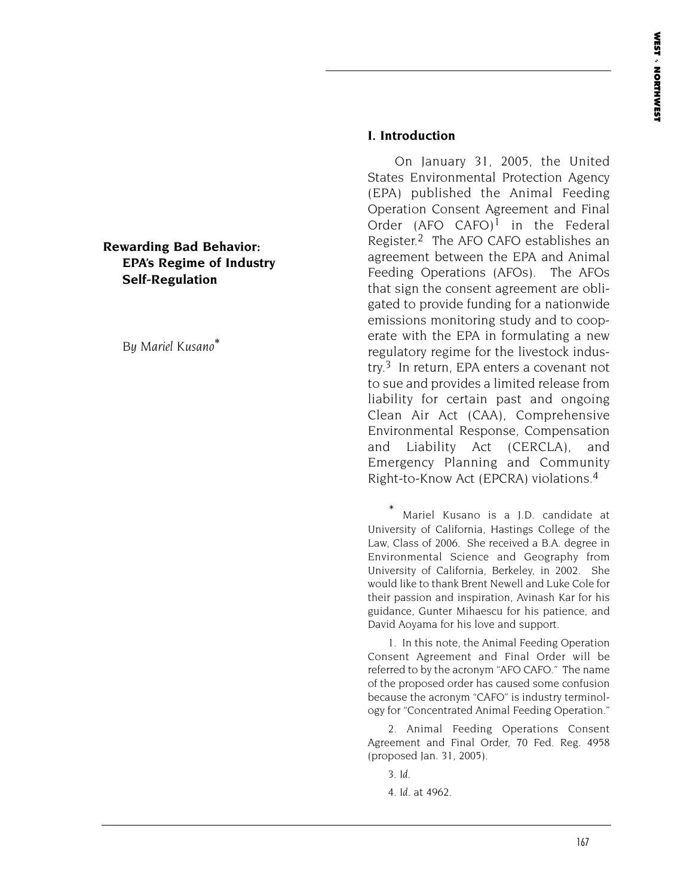# Rewarding Bad Behavior: EPA's Regime of Industry Self-Regulation

*By Mariel Kusano*[*]

## I. Introduction

On January 31, 2005, the United States Environmental Protection Agency (EPA) published the Animal Feeding Operation Consent Agreement and Final Order (AFO CAFO)[1] in the Federal Register.[2] The AFO CAFO establishes an agreement between the EPA and Animal Feeding Operations (AFOs). The AFOs that sign the consent agreement are obligated to provide funding for a nationwide emissions monitoring study and to cooperate with the EPA in formulating a new regulatory regime for the livestock industry.[3] In return, EPA enters a covenant not to sue and provides a limited release from liability for certain past and ongoing Clean Air Act (CAA), Comprehensive Environmental Response, Compensation and Liability Act (CERCLA), and Emergency Planning and Community Right-to-Know Act (EPCRA) violations.[4]

[*] Mariel Kusano is a J.D. candidate at University of California, Hastings College of the Law, Class of 2006. She received a B.A. degree in Environmental Science and Geography from University of California, Berkeley, in 2002. She would like to thank Brent Newell and Luke Cole for their passion and inspiration, Avinash Kar for his guidance, Gunter Mihaescu for his patience, and David Aoyama for his love and support.

1. In this note, the Animal Feeding Operation Consent Agreement and Final Order will be referred to by the acronym "AFO CAFO." The name of the proposed order has caused some confusion because the acronym "CAFO" is industry terminology for "Concentrated Animal Feeding Operation."

2. Animal Feeding Operations Consent Agreement and Final Order, 70 Fed. Reg. 4958 (proposed Jan. 31, 2005).

3. *Id.*

4. *Id.* at 4962.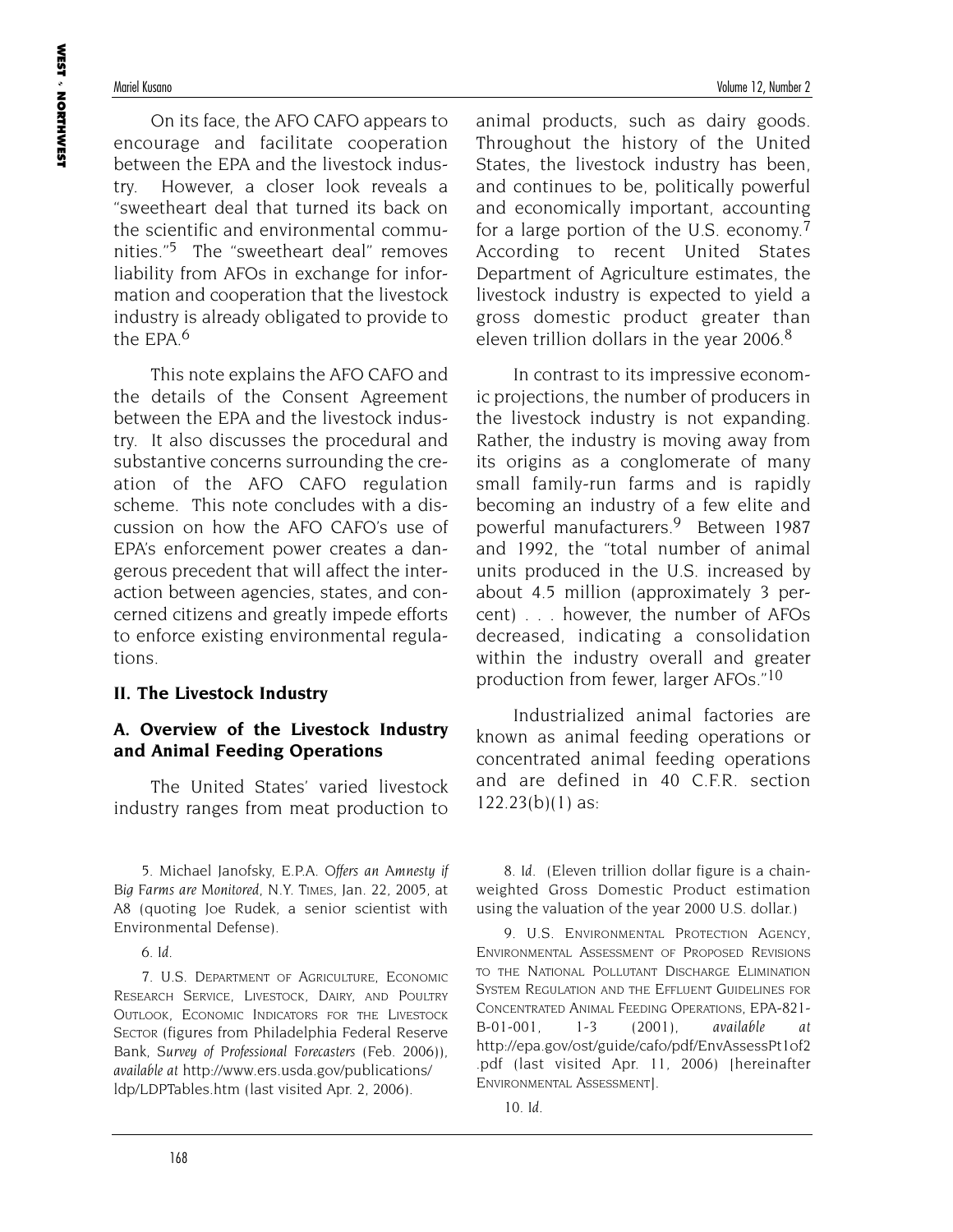On its face, the AFO CAFO appears to encourage and facilitate cooperation between the EPA and the livestock industry. However, a closer look reveals a "sweetheart deal that turned its back on the scientific and environmental communities."[5] The "sweetheart deal" removes liability from AFOs in exchange for information and cooperation that the livestock industry is already obligated to provide to the EPA.[6]

This note explains the AFO CAFO and the details of the Consent Agreement between the EPA and the livestock industry. It also discusses the procedural and substantive concerns surrounding the creation of the AFO CAFO regulation scheme. This note concludes with a discussion on how the AFO CAFO's use of EPA's enforcement power creates a dangerous precedent that will affect the interaction between agencies, states, and concerned citizens and greatly impede efforts to enforce existing environmental regulations.

## II. The Livestock Industry

### A. Overview of the Livestock Industry and Animal Feeding Operations

The United States' varied livestock industry ranges from meat production to animal products, such as dairy goods. Throughout the history of the United States, the livestock industry has been, and continues to be, politically powerful and economically important, accounting for a large portion of the U.S. economy.[7] According to recent United States Department of Agriculture estimates, the livestock industry is expected to yield a gross domestic product greater than eleven trillion dollars in the year 2006.[8]

In contrast to its impressive economic projections, the number of producers in the livestock industry is not expanding. Rather, the industry is moving away from its origins as a conglomerate of many small family-run farms and is rapidly becoming an industry of a few elite and powerful manufacturers.[9] Between 1987 and 1992, the "total number of animal units produced in the U.S. increased by about 4.5 million (approximately 3 percent) . . . however, the number of AFOs decreased, indicating a consolidation within the industry overall and greater production from fewer, larger AFOs."[10]

Industrialized animal factories are known as animal feeding operations or concentrated animal feeding operations and are defined in 40 C.F.R. section 122.23(b)(1) as:

---

5. Michael Janofsky, *E.P.A. Offers an Amnesty if Big Farms are Monitored*, N.Y. TIMES, Jan. 22, 2005, at A8 (quoting Joe Rudek, a senior scientist with Environmental Defense).

6. *Id.*

7. U.S. DEPARTMENT OF AGRICULTURE, ECONOMIC RESEARCH SERVICE, LIVESTOCK, DAIRY, AND POULTRY OUTLOOK, ECONOMIC INDICATORS FOR THE LIVESTOCK SECTOR (figures from Philadelphia Federal Reserve Bank, *Survey of Professional Forecasters* (Feb. 2006)), *available at* http://www.ers.usda.gov/publications/ldp/LDPTables.htm (last visited Apr. 2, 2006).

8. *Id.* (Eleven trillion dollar figure is a chain-weighted Gross Domestic Product estimation using the valuation of the year 2000 U.S. dollar.)

9. U.S. ENVIRONMENTAL PROTECTION AGENCY, ENVIRONMENTAL ASSESSMENT OF PROPOSED REVISIONS TO THE NATIONAL POLLUTANT DISCHARGE ELIMINATION SYSTEM REGULATION AND THE EFFLUENT GUIDELINES FOR CONCENTRATED ANIMAL FEEDING OPERATIONS, EPA-821-B-01-001, 1-3 (2001), *available at* http://epa.gov/ost/guide/cafo/pdf/EnvAssessPt1of2.pdf (last visited Apr. 11, 2006) [hereinafter ENVIRONMENTAL ASSESSMENT].

10. *Id.*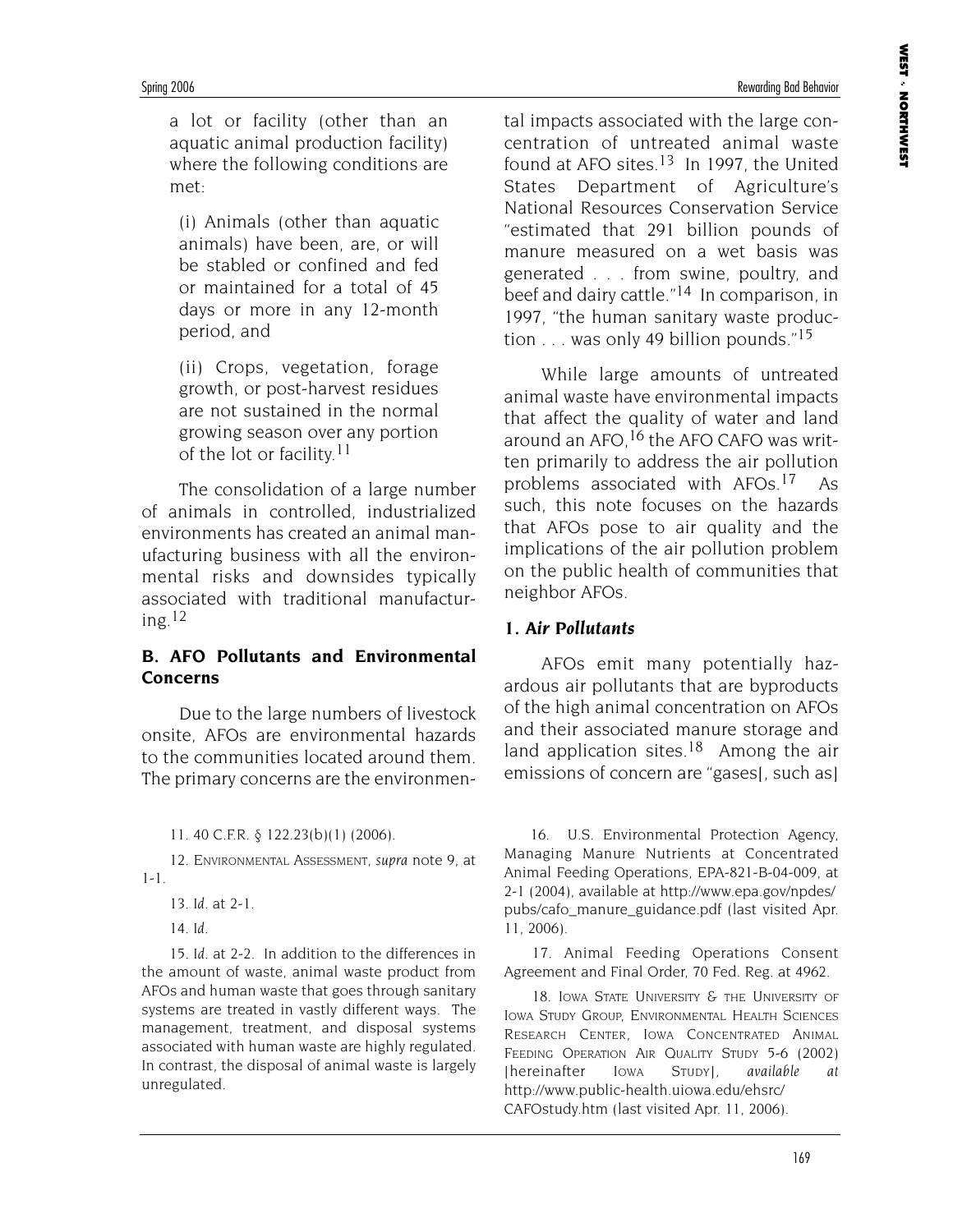a lot or facility (other than an aquatic animal production facility) where the following conditions are met:

(i) Animals (other than aquatic animals) have been, are, or will be stabled or confined and fed or maintained for a total of 45 days or more in any 12-month period, and

(ii) Crops, vegetation, forage growth, or post-harvest residues are not sustained in the normal growing season over any portion of the lot or facility.[11]

The consolidation of a large number of animals in controlled, industrialized environments has created an animal manufacturing business with all the environmental risks and downsides typically associated with traditional manufacturing.[12]

### B. AFO Pollutants and Environmental Concerns

Due to the large numbers of livestock onsite, AFOs are environmental hazards to the communities located around them. The primary concerns are the environmental impacts associated with the large concentration of untreated animal waste found at AFO sites.[13] In 1997, the United States Department of Agriculture's National Resources Conservation Service "estimated that 291 billion pounds of manure measured on a wet basis was generated . . . from swine, poultry, and beef and dairy cattle."[14] In comparison, in 1997, "the human sanitary waste production . . . was only 49 billion pounds."[15]

While large amounts of untreated animal waste have environmental impacts that affect the quality of water and land around an AFO,[16] the AFO CAFO was written primarily to address the air pollution problems associated with AFOs.[17] As such, this note focuses on the hazards that AFOs pose to air quality and the implications of the air pollution problem on the public health of communities that neighbor AFOs.

#### 1. *Air Pollutants*

AFOs emit many potentially hazardous air pollutants that are byproducts of the high animal concentration on AFOs and their associated manure storage and land application sites.[18] Among the air emissions of concern are "gases[, such as]

11. 40 C.F.R. § 122.23(b)(1) (2006).

12. ENVIRONMENTAL ASSESSMENT, *supra* note 9, at 1-1.

13. *Id.* at 2-1.

14. *Id.*

15. *Id.* at 2-2. In addition to the differences in the amount of waste, animal waste product from AFOs and human waste that goes through sanitary systems are treated in vastly different ways. The management, treatment, and disposal systems associated with human waste are highly regulated. In contrast, the disposal of animal waste is largely unregulated.

16. U.S. Environmental Protection Agency, Managing Manure Nutrients at Concentrated Animal Feeding Operations, EPA-821-B-04-009, at 2-1 (2004), available at http://www.epa.gov/npdes/pubs/cafo_manure_guidance.pdf (last visited Apr. 11, 2006).

17. Animal Feeding Operations Consent Agreement and Final Order, 70 Fed. Reg. at 4962.

18. IOWA STATE UNIVERSITY & THE UNIVERSITY OF IOWA STUDY GROUP, ENVIRONMENTAL HEALTH SCIENCES RESEARCH CENTER, IOWA CONCENTRATED ANIMAL FEEDING OPERATION AIR QUALITY STUDY 5-6 (2002) [hereinafter IOWA STUDY], *available at* http://www.public-health.uiowa.edu/ehsrc/CAFOstudy.htm (last visited Apr. 11, 2006).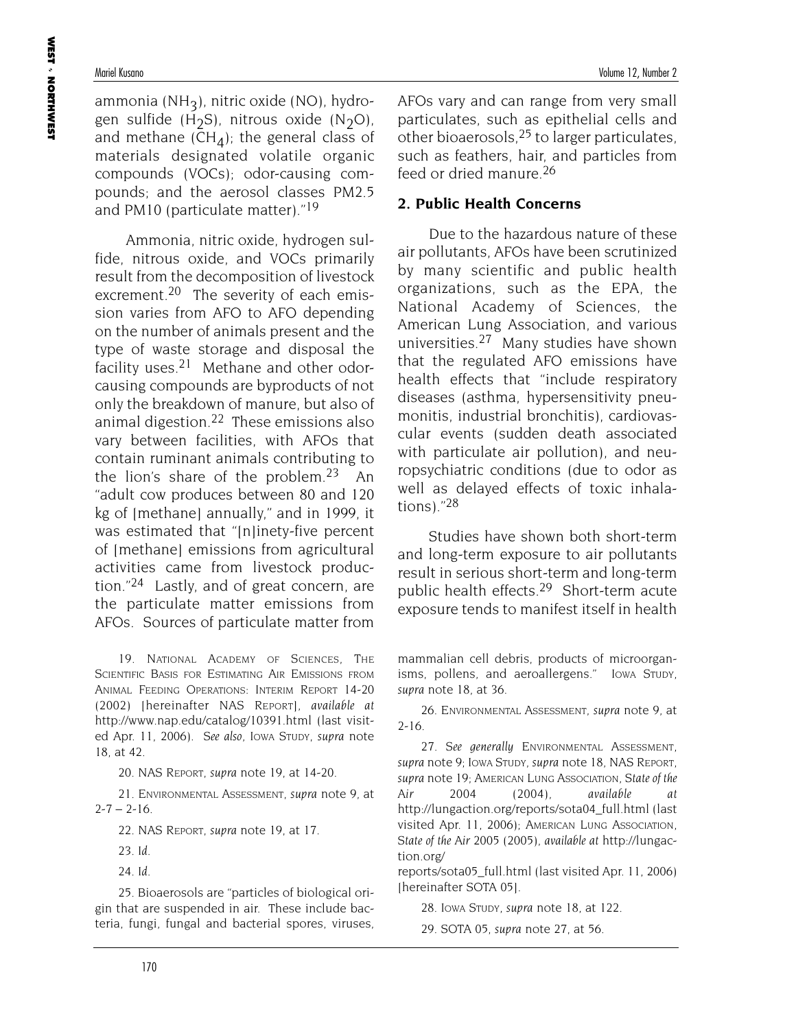ammonia ($NH_3$), nitric oxide (NO), hydrogen sulfide ($H_2S$), nitrous oxide ($N_2O$), and methane ($CH_4$); the general class of materials designated volatile organic compounds (VOCs); odor-causing compounds; and the aerosol classes PM2.5 and PM10 (particulate matter)."[19]

Ammonia, nitric oxide, hydrogen sulfide, nitrous oxide, and VOCs primarily result from the decomposition of livestock excrement.[20] The severity of each emission varies from AFO to AFO depending on the number of animals present and the type of waste storage and disposal the facility uses.[21] Methane and other odor-causing compounds are byproducts of not only the breakdown of manure, but also of animal digestion.[22] These emissions also vary between facilities, with AFOs that contain ruminant animals contributing to the lion's share of the problem.[23] An "adult cow produces between 80 and 120 kg of [methane] annually," and in 1999, it was estimated that "[n]inety-five percent of [methane] emissions from agricultural activities came from livestock production."[24] Lastly, and of great concern, are the particulate matter emissions from AFOs. Sources of particulate matter from AFOs vary and can range from very small particulates, such as epithelial cells and other bioaerosols,[25] to larger particulates, such as feathers, hair, and particles from feed or dried manure.[26]

## 2. Public Health Concerns

Due to the hazardous nature of these air pollutants, AFOs have been scrutinized by many scientific and public health organizations, such as the EPA, the National Academy of Sciences, the American Lung Association, and various universities.[27] Many studies have shown that the regulated AFO emissions have health effects that "include respiratory diseases (asthma, hypersensitivity pneumonitis, industrial bronchitis), cardiovascular events (sudden death associated with particulate air pollution), and neuropsychiatric conditions (due to odor as well as delayed effects of toxic inhalations)."[28]

Studies have shown both short-term and long-term exposure to air pollutants result in serious short-term and long-term public health effects.[29] Short-term acute exposure tends to manifest itself in health

---

19. NATIONAL ACADEMY OF SCIENCES, THE SCIENTIFIC BASIS FOR ESTIMATING AIR EMISSIONS FROM ANIMAL FEEDING OPERATIONS: INTERIM REPORT 14-20 (2002) [hereinafter NAS REPORT], *available at* http://www.nap.edu/catalog/10391.html (last visited Apr. 11, 2006). *See also*, IOWA STUDY, *supra* note 18, at 42.

20. NAS REPORT, *supra* note 19, at 14-20.

21. ENVIRONMENTAL ASSESSMENT, *supra* note 9, at 2-7 – 2-16.

22. NAS REPORT, *supra* note 19, at 17.

23. *Id.*

24. *Id.*

25. Bioaerosols are "particles of biological origin that are suspended in air. These include bacteria, fungi, fungal and bacterial spores, viruses, mammalian cell debris, products of microorganisms, pollens, and aeroallergens." IOWA STUDY, *supra* note 18, at 36.

26. ENVIRONMENTAL ASSESSMENT, *supra* note 9, at 2-16.

27. *See generally* ENVIRONMENTAL ASSESSMENT, *supra* note 9; IOWA STUDY, *supra* note 18, NAS REPORT, *supra* note 19; AMERICAN LUNG ASSOCIATION, *State of the Air* 2004 (2004), *available at* http://lungaction.org/reports/sota04_full.html (last visited Apr. 11, 2006); AMERICAN LUNG ASSOCIATION, *State of the Air* 2005 (2005), *available at* http://lungaction.org/reports/sota05_full.html (last visited Apr. 11, 2006) [hereinafter SOTA 05].

28. IOWA STUDY, *supra* note 18, at 122.

29. SOTA 05, *supra* note 27, at 56.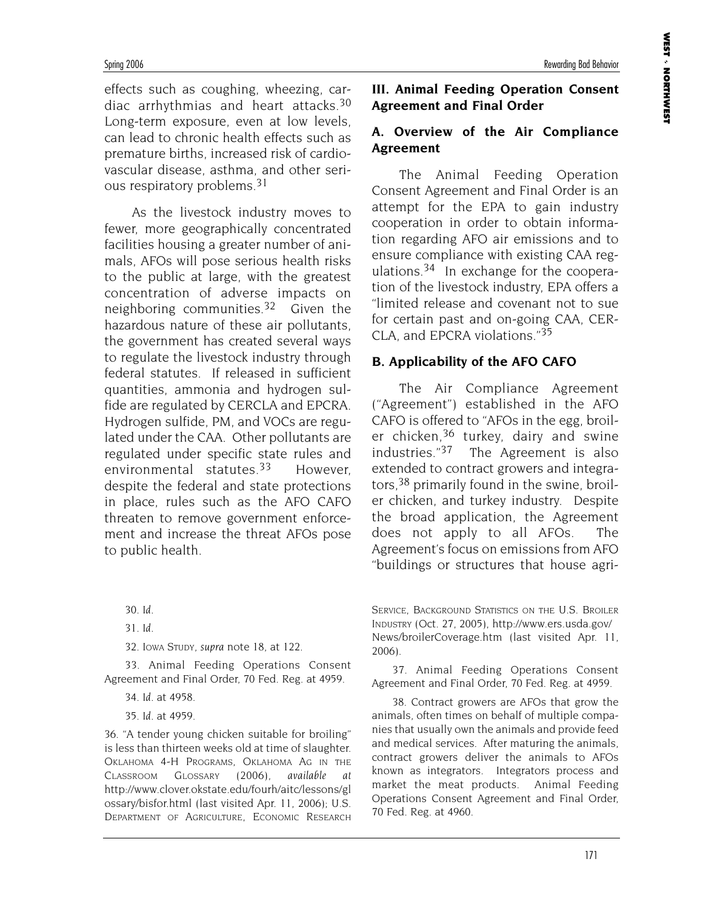effects such as coughing, wheezing, cardiac arrhythmias and heart attacks.[30] Long-term exposure, even at low levels, can lead to chronic health effects such as premature births, increased risk of cardiovascular disease, asthma, and other serious respiratory problems.[31]

As the livestock industry moves to fewer, more geographically concentrated facilities housing a greater number of animals, AFOs will pose serious health risks to the public at large, with the greatest concentration of adverse impacts on neighboring communities.[32] Given the hazardous nature of these air pollutants, the government has created several ways to regulate the livestock industry through federal statutes. If released in sufficient quantities, ammonia and hydrogen sulfide are regulated by CERCLA and EPCRA. Hydrogen sulfide, PM, and VOCs are regulated under the CAA. Other pollutants are regulated under specific state rules and environmental statutes.[33] However, despite the federal and state protections in place, rules such as the AFO CAFO threaten to remove government enforcement and increase the threat AFOs pose to public health.

## III. Animal Feeding Operation Consent Agreement and Final Order

### A. Overview of the Air Compliance Agreement

The Animal Feeding Operation Consent Agreement and Final Order is an attempt for the EPA to gain industry cooperation in order to obtain information regarding AFO air emissions and to ensure compliance with existing CAA regulations.[34] In exchange for the cooperation of the livestock industry, EPA offers a "limited release and covenant not to sue for certain past and on-going CAA, CERCLA, and EPCRA violations."[35]

### B. Applicability of the AFO CAFO

The Air Compliance Agreement ("Agreement") established in the AFO CAFO is offered to "AFOs in the egg, broiler chicken,[36] turkey, dairy and swine industries."[37] The Agreement is also extended to contract growers and integrators,[38] primarily found in the swine, broiler chicken, and turkey industry. Despite the broad application, the Agreement does not apply to all AFOs. The Agreement's focus on emissions from AFO "buildings or structures that house agri-

---

30. *Id.*

31. *Id.*

32. Iowa Study, *supra* note 18, at 122.

33. Animal Feeding Operations Consent Agreement and Final Order, 70 Fed. Reg. at 4959.

34. *Id.* at 4958.

35. *Id.* at 4959.

36. "A tender young chicken suitable for broiling" is less than thirteen weeks old at time of slaughter. Oklahoma 4-H Programs, Oklahoma Ag in the Classroom Glossary (2006), *available at* http://www.clover.okstate.edu/fourh/aitc/lessons/glossary/bisfor.html (last visited Apr. 11, 2006); U.S. Department of Agriculture, Economic Research Service, Background Statistics on the U.S. Broiler Industry (Oct. 27, 2005), http://www.ers.usda.gov/News/broilerCoverage.htm (last visited Apr. 11, 2006).

37. Animal Feeding Operations Consent Agreement and Final Order, 70 Fed. Reg. at 4959.

38. Contract growers are AFOs that grow the animals, often times on behalf of multiple companies that usually own the animals and provide feed and medical services. After maturing the animals, contract growers deliver the animals to AFOs known as integrators. Integrators process and market the meat products. Animal Feeding Operations Consent Agreement and Final Order, 70 Fed. Reg. at 4960.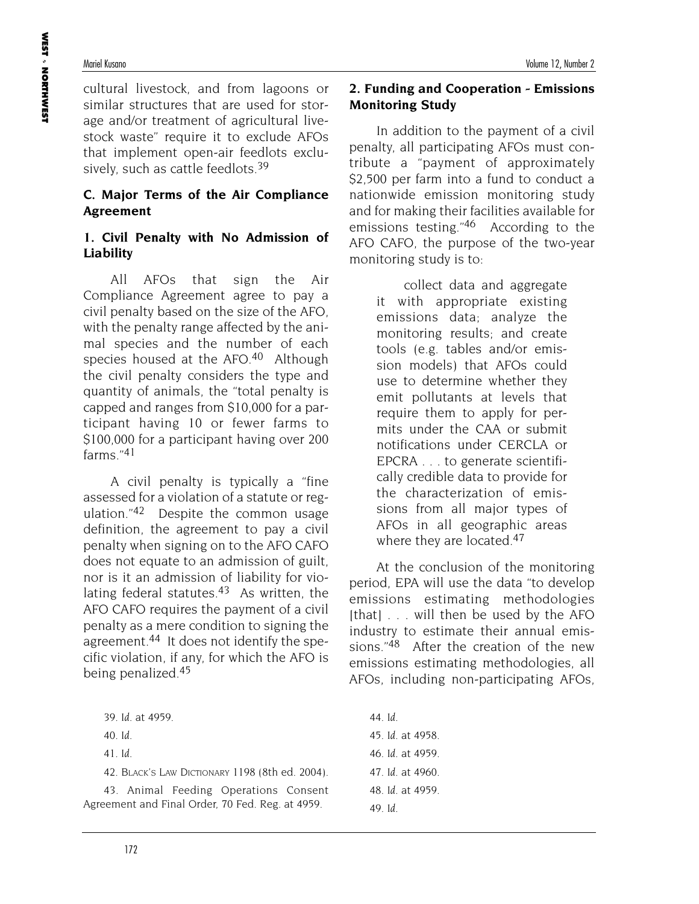cultural livestock, and from lagoons or similar structures that are used for storage and/or treatment of agricultural livestock waste" require it to exclude AFOs that implement open-air feedlots exclusively, such as cattle feedlots.[39]

### C. Major Terms of the Air Compliance Agreement

#### 1. Civil Penalty with No Admission of Liability

All AFOs that sign the Air Compliance Agreement agree to pay a civil penalty based on the size of the AFO, with the penalty range affected by the animal species and the number of each species housed at the AFO.[40] Although the civil penalty considers the type and quantity of animals, the "total penalty is capped and ranges from $10,000 for a participant having 10 or fewer farms to $100,000 for a participant having over 200 farms."[41]

A civil penalty is typically a "fine assessed for a violation of a statute or regulation."[42] Despite the common usage definition, the agreement to pay a civil penalty when signing on to the AFO CAFO does not equate to an admission of guilt, nor is it an admission of liability for violating federal statutes.[43] As written, the AFO CAFO requires the payment of a civil penalty as a mere condition to signing the agreement.[44] It does not identify the specific violation, if any, for which the AFO is being penalized.[45]

#### 2. Funding and Cooperation - Emissions Monitoring Study

In addition to the payment of a civil penalty, all participating AFOs must contribute a "payment of approximately $2,500 per farm into a fund to conduct a nationwide emission monitoring study and for making their facilities available for emissions testing."[46] According to the AFO CAFO, the purpose of the two-year monitoring study is to:

> collect data and aggregate it with appropriate existing emissions data; analyze the monitoring results; and create tools (e.g. tables and/or emission models) that AFOs could use to determine whether they emit pollutants at levels that require them to apply for permits under the CAA or submit notifications under CERCLA or EPCRA . . . to generate scientifically credible data to provide for the characterization of emissions from all major types of AFOs in all geographic areas where they are located.[47]

At the conclusion of the monitoring period, EPA will use the data "to develop emissions estimating methodologies [that] . . . will then be used by the AFO industry to estimate their annual emissions."[48] After the creation of the new emissions estimating methodologies, all AFOs, including non-participating AFOs,

39. *Id.* at 4959.

40. *Id.*

41. *Id.*

42. Black's Law Dictionary 1198 (8th ed. 2004).

43. Animal Feeding Operations Consent Agreement and Final Order, 70 Fed. Reg. at 4959.

44. *Id.*

45. *Id.* at 4958.

46. *Id.* at 4959.

47. *Id.* at 4960.

48. *Id.* at 4959.

49. *Id.*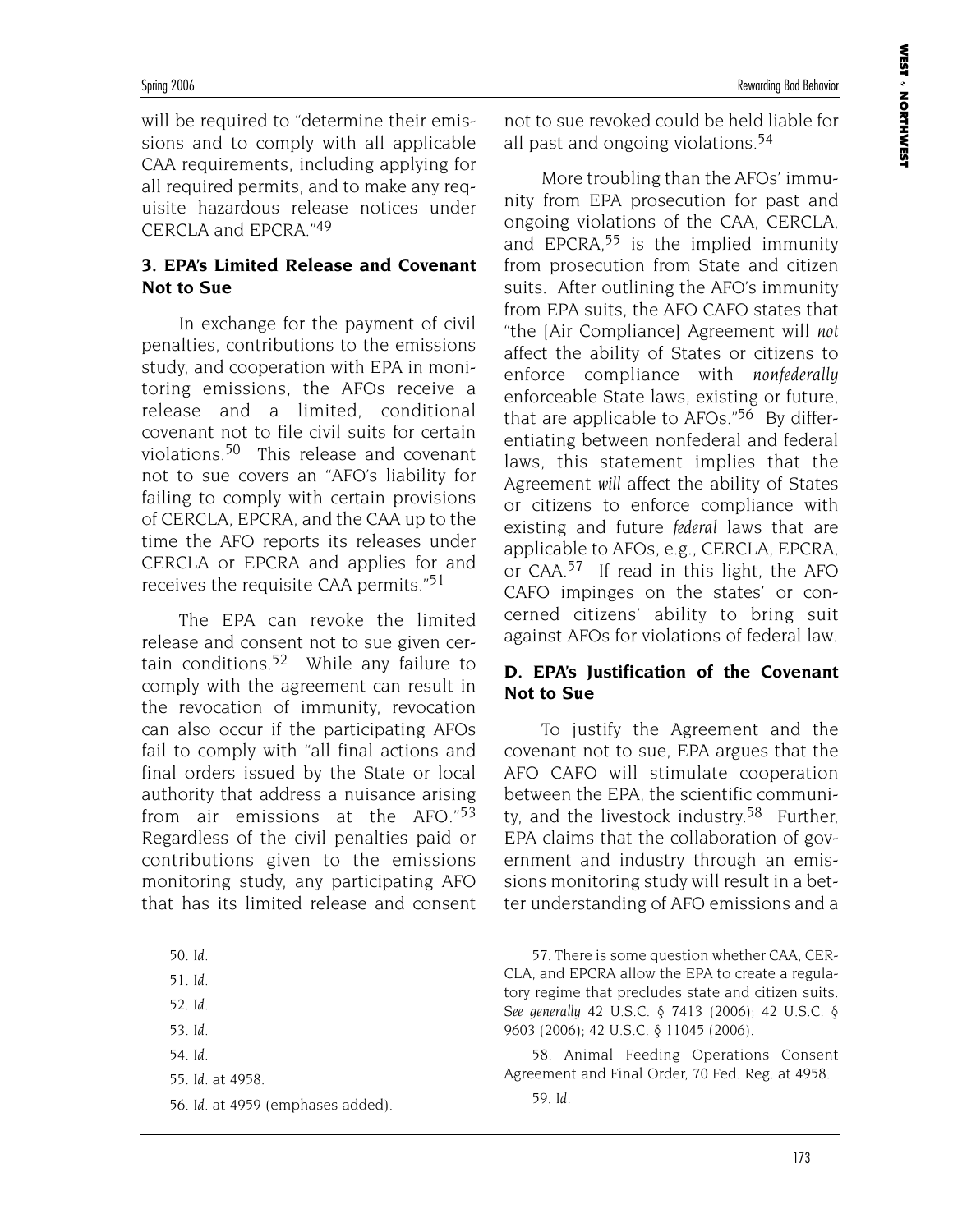will be required to "determine their emissions and to comply with all applicable CAA requirements, including applying for all required permits, and to make any requisite hazardous release notices under CERCLA and EPCRA."[49]

### 3. EPA's Limited Release and Covenant Not to Sue

In exchange for the payment of civil penalties, contributions to the emissions study, and cooperation with EPA in monitoring emissions, the AFOs receive a release and a limited, conditional covenant not to file civil suits for certain violations.[50] This release and covenant not to sue covers an "AFO's liability for failing to comply with certain provisions of CERCLA, EPCRA, and the CAA up to the time the AFO reports its releases under CERCLA or EPCRA and applies for and receives the requisite CAA permits."[51]

The EPA can revoke the limited release and consent not to sue given certain conditions.[52] While any failure to comply with the agreement can result in the revocation of immunity, revocation can also occur if the participating AFOs fail to comply with "all final actions and final orders issued by the State or local authority that address a nuisance arising from air emissions at the AFO."[53] Regardless of the civil penalties paid or contributions given to the emissions monitoring study, any participating AFO that has its limited release and consent not to sue revoked could be held liable for all past and ongoing violations.[54]

More troubling than the AFOs' immunity from EPA prosecution for past and ongoing violations of the CAA, CERCLA, and EPCRA,[55] is the implied immunity from prosecution from State and citizen suits. After outlining the AFO's immunity from EPA suits, the AFO CAFO states that "the [Air Compliance] Agreement will *not* affect the ability of States or citizens to enforce compliance with *nonfederally* enforceable State laws, existing or future, that are applicable to AFOs."[56] By differentiating between nonfederal and federal laws, this statement implies that the Agreement *will* affect the ability of States or citizens to enforce compliance with existing and future *federal* laws that are applicable to AFOs, e.g., CERCLA, EPCRA, or CAA.[57] If read in this light, the AFO CAFO impinges on the states' or concerned citizens' ability to bring suit against AFOs for violations of federal law.

## D. EPA's Justification of the Covenant Not to Sue

To justify the Agreement and the covenant not to sue, EPA argues that the AFO CAFO will stimulate cooperation between the EPA, the scientific community, and the livestock industry.[58] Further, EPA claims that the collaboration of government and industry through an emissions monitoring study will result in a better understanding of AFO emissions and a

50. *Id.*

51. *Id.*

52. *Id.*

53. *Id.*

54. *Id.*

55. *Id.* at 4958.

56. *Id.* at 4959 (emphases added).

57. There is some question whether CAA, CERCLA, and EPCRA allow the EPA to create a regulatory regime that precludes state and citizen suits. *See generally* 42 U.S.C. § 7413 (2006); 42 U.S.C. § 9603 (2006); 42 U.S.C. § 11045 (2006).

58. Animal Feeding Operations Consent Agreement and Final Order, 70 Fed. Reg. at 4958.

59. *Id.*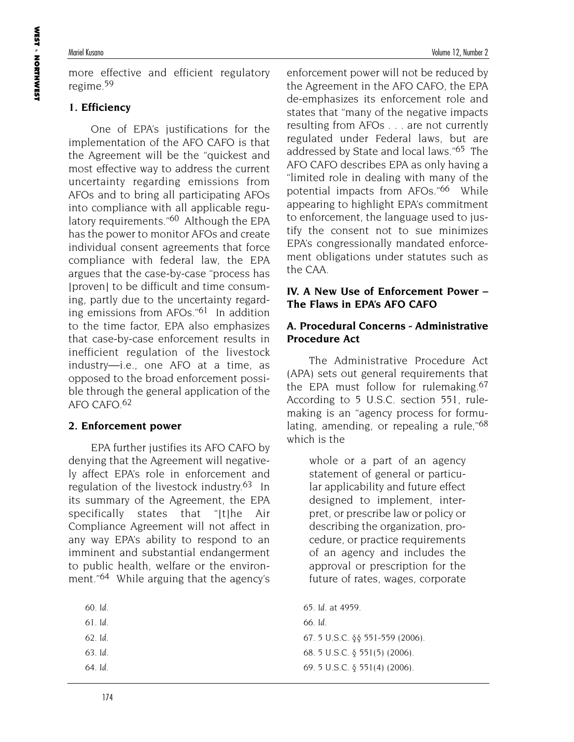more effective and efficient regulatory regime.[59]

### 1. Efficiency

One of EPA's justifications for the implementation of the AFO CAFO is that the Agreement will be the "quickest and most effective way to address the current uncertainty regarding emissions from AFOs and to bring all participating AFOs into compliance with all applicable regulatory requirements."[60] Although the EPA has the power to monitor AFOs and create individual consent agreements that force compliance with federal law, the EPA argues that the case-by-case "process has [proven] to be difficult and time consuming, partly due to the uncertainty regarding emissions from AFOs."[61] In addition to the time factor, EPA also emphasizes that case-by-case enforcement results in inefficient regulation of the livestock industry—i.e., one AFO at a time, as opposed to the broad enforcement possible through the general application of the AFO CAFO.[62]

### 2. Enforcement power

EPA further justifies its AFO CAFO by denying that the Agreement will negatively affect EPA's role in enforcement and regulation of the livestock industry.[63] In its summary of the Agreement, the EPA specifically states that "[t]he Air Compliance Agreement will not affect in any way EPA's ability to respond to an imminent and substantial endangerment to public health, welfare or the environment."[64] While arguing that the agency's enforcement power will not be reduced by the Agreement in the AFO CAFO, the EPA de-emphasizes its enforcement role and states that "many of the negative impacts resulting from AFOs . . . are not currently regulated under Federal laws, but are addressed by State and local laws."[65] The AFO CAFO describes EPA as only having a "limited role in dealing with many of the potential impacts from AFOs."[66] While appearing to highlight EPA's commitment to enforcement, the language used to justify the consent not to sue minimizes EPA's congressionally mandated enforcement obligations under statutes such as the CAA.

## IV. A New Use of Enforcement Power – The Flaws in EPA's AFO CAFO

### A. Procedural Concerns - Administrative Procedure Act

The Administrative Procedure Act (APA) sets out general requirements that the EPA must follow for rulemaking.[67] According to 5 U.S.C. section 551, rulemaking is an "agency process for formulating, amending, or repealing a rule,"[68] which is the

> whole or a part of an agency statement of general or particular applicability and future effect designed to implement, interpret, or prescribe law or policy or describing the organization, procedure, or practice requirements of an agency and includes the approval or prescription for the future of rates, wages, corporate

---

60. *Id.*

61. *Id.*

62. *Id.*

63. *Id.*

64. *Id.*

65. *Id.* at 4959.

66. *Id.*

67. 5 U.S.C. §§ 551-559 (2006).

68. 5 U.S.C. § 551(5) (2006).

69. 5 U.S.C. § 551(4) (2006).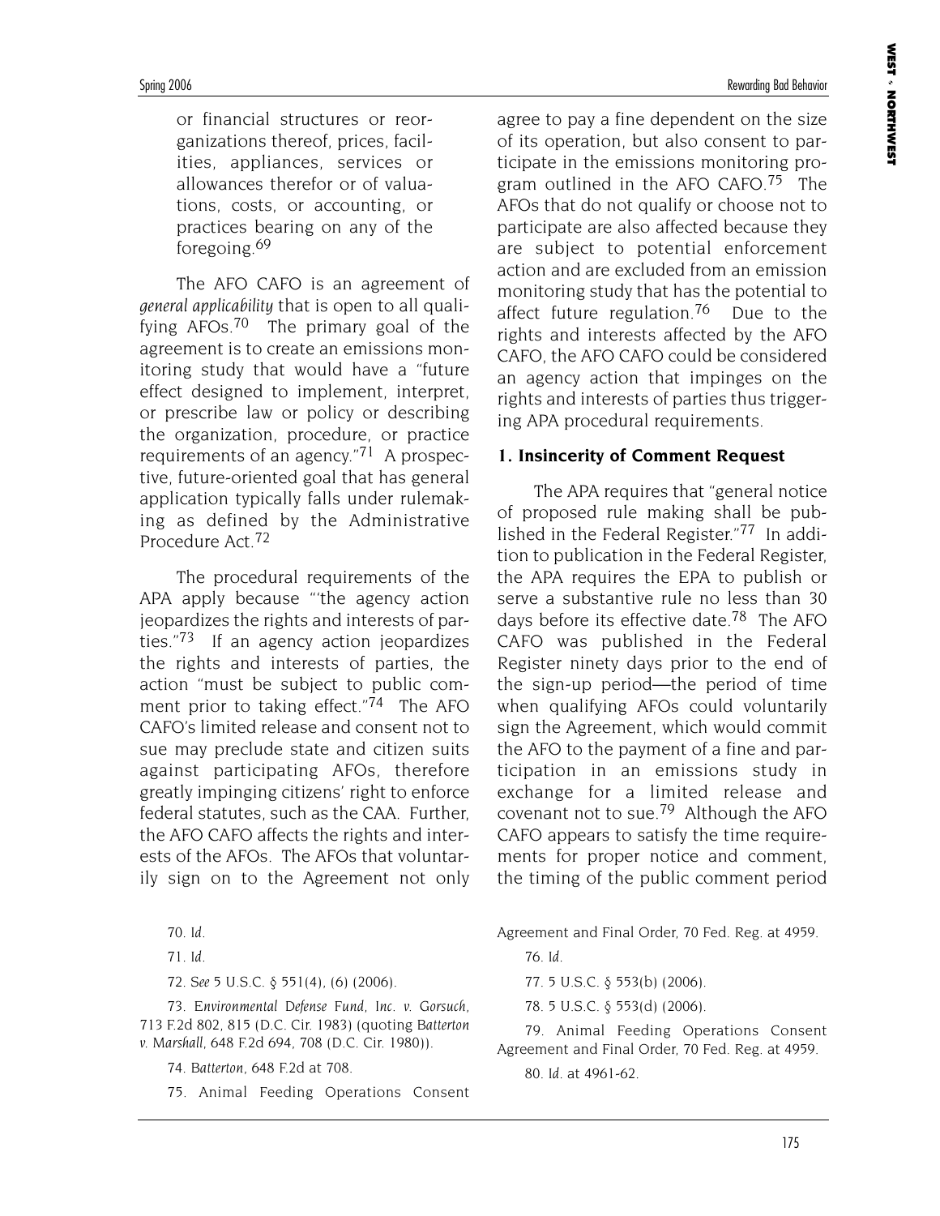or financial structures or reorganizations thereof, prices, facilities, appliances, services or allowances therefor or of valuations, costs, or accounting, or practices bearing on any of the foregoing.[69]

The AFO CAFO is an agreement of *general applicability* that is open to all qualifying AFOs.[70] The primary goal of the agreement is to create an emissions monitoring study that would have a "future effect designed to implement, interpret, or prescribe law or policy or describing the organization, procedure, or practice requirements of an agency."[71] A prospective, future-oriented goal that has general application typically falls under rulemaking as defined by the Administrative Procedure Act.[72]

The procedural requirements of the APA apply because "'the agency action jeopardizes the rights and interests of parties."[73] If an agency action jeopardizes the rights and interests of parties, the action "must be subject to public comment prior to taking effect."[74] The AFO CAFO's limited release and consent not to sue may preclude state and citizen suits against participating AFOs, therefore greatly impinging citizens' right to enforce federal statutes, such as the CAA. Further, the AFO CAFO affects the rights and interests of the AFOs. The AFOs that voluntarily sign on to the Agreement not only agree to pay a fine dependent on the size of its operation, but also consent to participate in the emissions monitoring program outlined in the AFO CAFO.[75] The AFOs that do not qualify or choose not to participate are also affected because they are subject to potential enforcement action and are excluded from an emission monitoring study that has the potential to affect future regulation.[76] Due to the rights and interests affected by the AFO CAFO, the AFO CAFO could be considered an agency action that impinges on the rights and interests of parties thus triggering APA procedural requirements.

### 1. Insincerity of Comment Request

The APA requires that "general notice of proposed rule making shall be published in the Federal Register."[77] In addition to publication in the Federal Register, the APA requires the EPA to publish or serve a substantive rule no less than 30 days before its effective date.[78] The AFO CAFO was published in the Federal Register ninety days prior to the end of the sign-up period—the period of time when qualifying AFOs could voluntarily sign the Agreement, which would commit the AFO to the payment of a fine and participation in an emissions study in exchange for a limited release and covenant not to sue.[79] Although the AFO CAFO appears to satisfy the time requirements for proper notice and comment, the timing of the public comment period

70. *Id.*

71. *Id.*

72. *See* 5 U.S.C. § 551(4), (6) (2006).

73. *Environmental Defense Fund, Inc. v. Gorsuch*, 713 F.2d 802, 815 (D.C. Cir. 1983) (quoting *Batterton v. Marshall*, 648 F.2d 694, 708 (D.C. Cir. 1980)).

74. *Batterton*, 648 F.2d at 708.

75. Animal Feeding Operations Consent Agreement and Final Order, 70 Fed. Reg. at 4959.

76. *Id.*

77. 5 U.S.C. § 553(b) (2006).

78. 5 U.S.C. § 553(d) (2006).

79. Animal Feeding Operations Consent Agreement and Final Order, 70 Fed. Reg. at 4959.

80. *Id.* at 4961-62.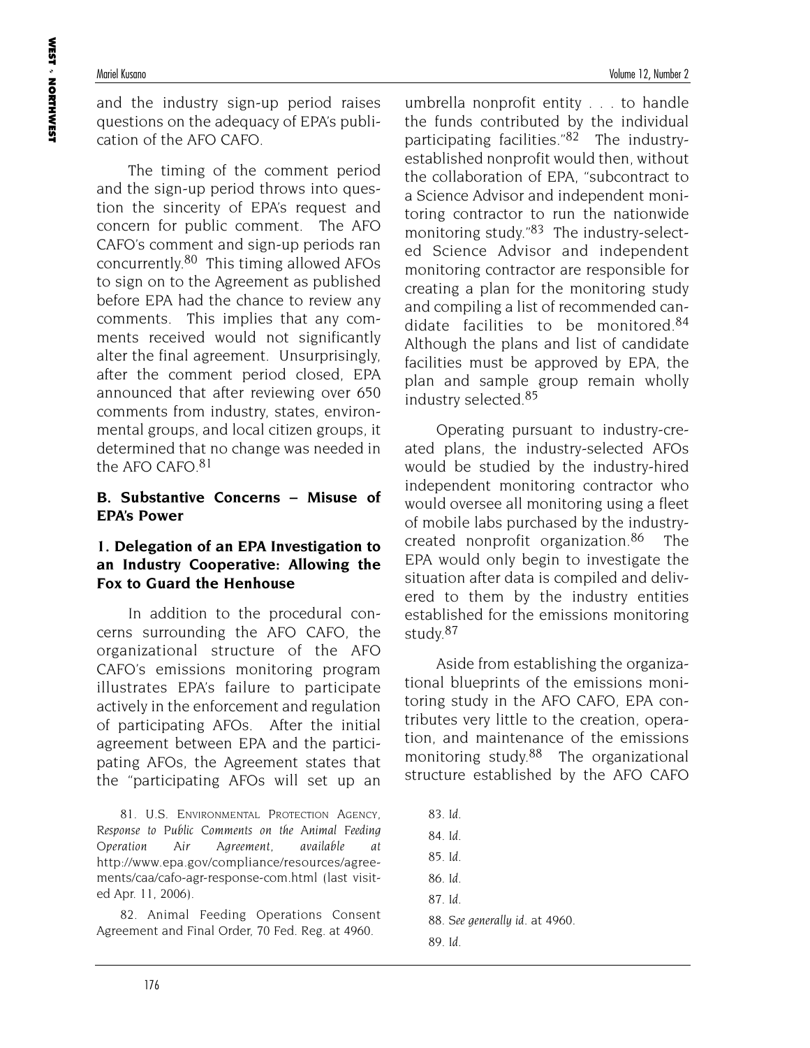and the industry sign-up period raises questions on the adequacy of EPA's publication of the AFO CAFO.

The timing of the comment period and the sign-up period throws into question the sincerity of EPA's request and concern for public comment. The AFO CAFO's comment and sign-up periods ran concurrently.[80] This timing allowed AFOs to sign on to the Agreement as published before EPA had the chance to review any comments. This implies that any comments received would not significantly alter the final agreement. Unsurprisingly, after the comment period closed, EPA announced that after reviewing over 650 comments from industry, states, environmental groups, and local citizen groups, it determined that no change was needed in the AFO CAFO.[81]

### B. Substantive Concerns – Misuse of EPA's Power

### 1. Delegation of an EPA Investigation to an Industry Cooperative: Allowing the Fox to Guard the Henhouse

In addition to the procedural concerns surrounding the AFO CAFO, the organizational structure of the AFO CAFO's emissions monitoring program illustrates EPA's failure to participate actively in the enforcement and regulation of participating AFOs. After the initial agreement between EPA and the participating AFOs, the Agreement states that the "participating AFOs will set up an umbrella nonprofit entity . . . to handle the funds contributed by the individual participating facilities."[82] The industry-established nonprofit would then, without the collaboration of EPA, "subcontract to a Science Advisor and independent monitoring contractor to run the nationwide monitoring study."[83] The industry-selected Science Advisor and independent monitoring contractor are responsible for creating a plan for the monitoring study and compiling a list of recommended candidate facilities to be monitored.[84] Although the plans and list of candidate facilities must be approved by EPA, the plan and sample group remain wholly industry selected.[85]

Operating pursuant to industry-created plans, the industry-selected AFOs would be studied by the industry-hired independent monitoring contractor who would oversee all monitoring using a fleet of mobile labs purchased by the industry-created nonprofit organization.[86] The EPA would only begin to investigate the situation after data is compiled and delivered to them by the industry entities established for the emissions monitoring study.[87]

Aside from establishing the organizational blueprints of the emissions monitoring study in the AFO CAFO, EPA contributes very little to the creation, operation, and maintenance of the emissions monitoring study.[88] The organizational structure established by the AFO CAFO

81. U.S. Environmental Protection Agency, *Response to Public Comments on the Animal Feeding Operation Air Agreement*, *available at* http://www.epa.gov/compliance/resources/agreements/caa/cafo-agr-response-com.html (last visited Apr. 11, 2006).

82. Animal Feeding Operations Consent Agreement and Final Order, 70 Fed. Reg. at 4960.

83. *Id.*

84. *Id.*

85. *Id.*

86. *Id.*

87. *Id.*

88. *See generally id.* at 4960.

89. *Id.*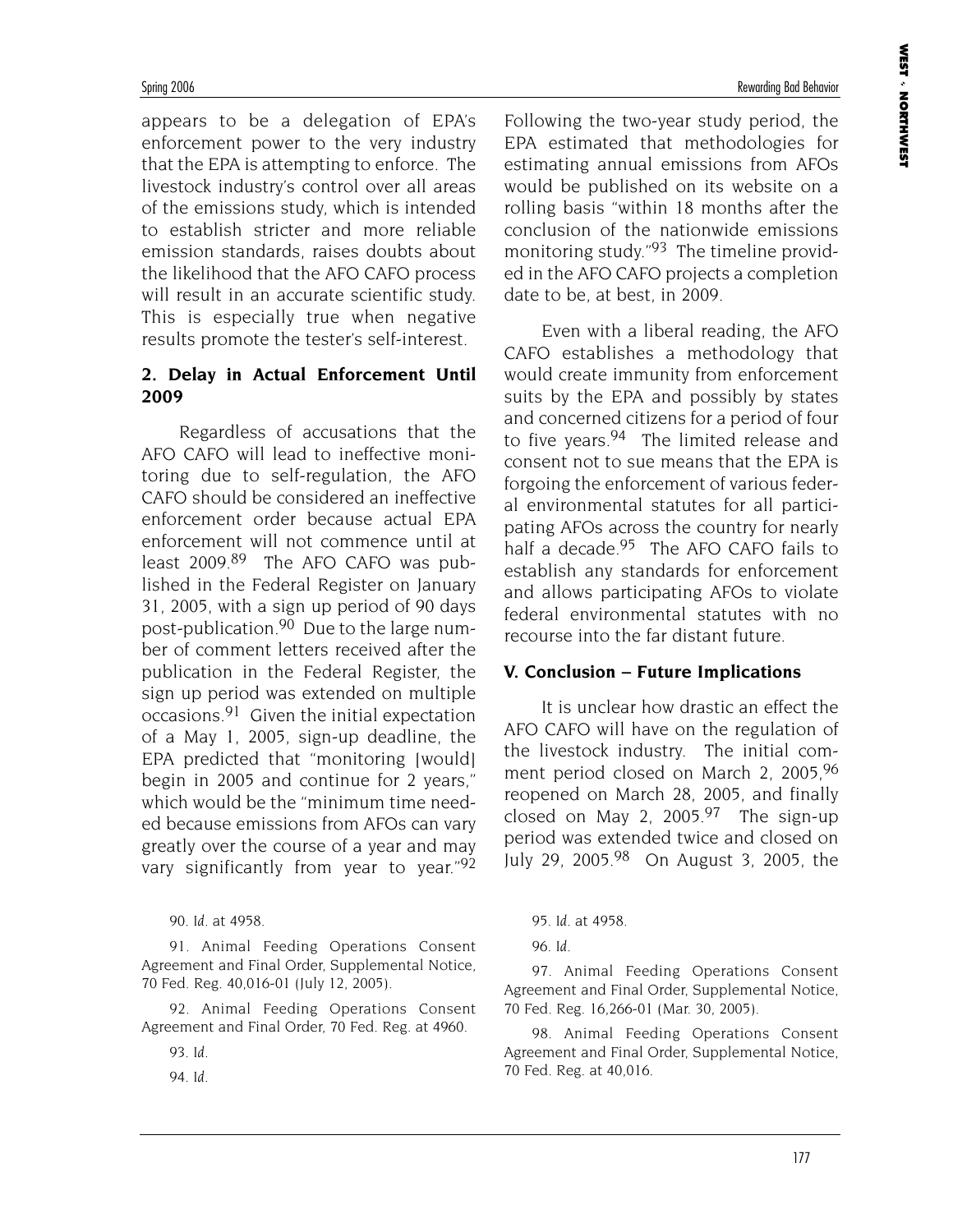appears to be a delegation of EPA's enforcement power to the very industry that the EPA is attempting to enforce. The livestock industry's control over all areas of the emissions study, which is intended to establish stricter and more reliable emission standards, raises doubts about the likelihood that the AFO CAFO process will result in an accurate scientific study. This is especially true when negative results promote the tester's self-interest.

### 2. Delay in Actual Enforcement Until 2009

Regardless of accusations that the AFO CAFO will lead to ineffective monitoring due to self-regulation, the AFO CAFO should be considered an ineffective enforcement order because actual EPA enforcement will not commence until at least 2009.[89] The AFO CAFO was published in the Federal Register on January 31, 2005, with a sign up period of 90 days post-publication.[90] Due to the large number of comment letters received after the publication in the Federal Register, the sign up period was extended on multiple occasions.[91] Given the initial expectation of a May 1, 2005, sign-up deadline, the EPA predicted that "monitoring [would] begin in 2005 and continue for 2 years," which would be the "minimum time needed because emissions from AFOs can vary greatly over the course of a year and may vary significantly from year to year."[92] Following the two-year study period, the EPA estimated that methodologies for estimating annual emissions from AFOs would be published on its website on a rolling basis "within 18 months after the conclusion of the nationwide emissions monitoring study."[93] The timeline provided in the AFO CAFO projects a completion date to be, at best, in 2009.

Even with a liberal reading, the AFO CAFO establishes a methodology that would create immunity from enforcement suits by the EPA and possibly by states and concerned citizens for a period of four to five years.[94] The limited release and consent not to sue means that the EPA is forgoing the enforcement of various federal environmental statutes for all participating AFOs across the country for nearly half a decade.[95] The AFO CAFO fails to establish any standards for enforcement and allows participating AFOs to violate federal environmental statutes with no recourse into the far distant future.

## V. Conclusion – Future Implications

It is unclear how drastic an effect the AFO CAFO will have on the regulation of the livestock industry. The initial comment period closed on March 2, 2005,[96] reopened on March 28, 2005, and finally closed on May 2, 2005.[97] The sign-up period was extended twice and closed on July 29, 2005.[98] On August 3, 2005, the

90. *Id.* at 4958.

91. Animal Feeding Operations Consent Agreement and Final Order, Supplemental Notice, 70 Fed. Reg. 40,016-01 (July 12, 2005).

92. Animal Feeding Operations Consent Agreement and Final Order, 70 Fed. Reg. at 4960.

93. *Id.*

94. *Id.*

95. *Id.* at 4958.

96. *Id.*

97. Animal Feeding Operations Consent Agreement and Final Order, Supplemental Notice, 70 Fed. Reg. 16,266-01 (Mar. 30, 2005).

98. Animal Feeding Operations Consent Agreement and Final Order, Supplemental Notice, 70 Fed. Reg. at 40,016.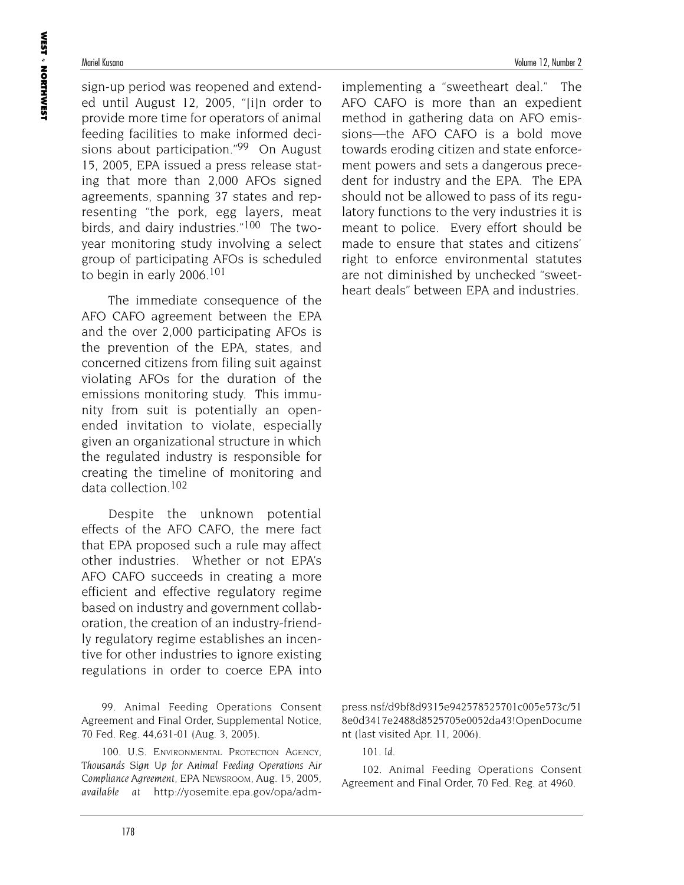sign-up period was reopened and extended until August 12, 2005, "[i]n order to provide more time for operators of animal feeding facilities to make informed decisions about participation."[99] On August 15, 2005, EPA issued a press release stating that more than 2,000 AFOs signed agreements, spanning 37 states and representing "the pork, egg layers, meat birds, and dairy industries."[100] The two-year monitoring study involving a select group of participating AFOs is scheduled to begin in early 2006.[101]

The immediate consequence of the AFO CAFO agreement between the EPA and the over 2,000 participating AFOs is the prevention of the EPA, states, and concerned citizens from filing suit against violating AFOs for the duration of the emissions monitoring study. This immunity from suit is potentially an open-ended invitation to violate, especially given an organizational structure in which the regulated industry is responsible for creating the timeline of monitoring and data collection.[102]

Despite the unknown potential effects of the AFO CAFO, the mere fact that EPA proposed such a rule may affect other industries. Whether or not EPA's AFO CAFO succeeds in creating a more efficient and effective regulatory regime based on industry and government collaboration, the creation of an industry-friendly regulatory regime establishes an incentive for other industries to ignore existing regulations in order to coerce EPA into implementing a "sweetheart deal." The AFO CAFO is more than an expedient method in gathering data on AFO emissions—the AFO CAFO is a bold move towards eroding citizen and state enforcement powers and sets a dangerous precedent for industry and the EPA. The EPA should not be allowed to pass of its regulatory functions to the very industries it is meant to police. Every effort should be made to ensure that states and citizens' right to enforce environmental statutes are not diminished by unchecked "sweetheart deals" between EPA and industries.

---

99. Animal Feeding Operations Consent Agreement and Final Order, Supplemental Notice, 70 Fed. Reg. 44,631-01 (Aug. 3, 2005).

100. U.S. ENVIRONMENTAL PROTECTION AGENCY, *Thousands Sign Up for Animal Feeding Operations Air Compliance Agreement*, EPA NEWSROOM, Aug. 15, 2005, *available at* http://yosemite.epa.gov/opa/admpress.nsf/d9bf8d9315e942578525701c005e573c/518e0d3417e2488d8525705e0052da43!OpenDocument (last visited Apr. 11, 2006).

101. *Id.*

102. Animal Feeding Operations Consent Agreement and Final Order, 70 Fed. Reg. at 4960.